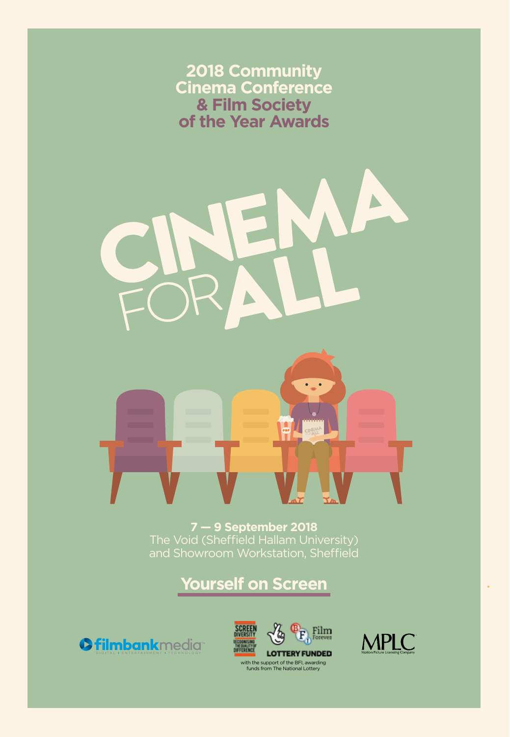# 2018 Community Cinema Conference & Film Society of the Year Awards

# CINEMA FOR ALL

**7 — 9 September 2018**
The Void (Sheffield Hallam University)
and Showroom Workstation, Sheffield

## Yourself on Screen

filmbankmedia
DIGITAL | ENTERTAINMENT | TECHNOLOGY

SCREEN DIVERSITY
RECOGNISING THE QUALITY OF DIFFERENCE

LOTTERY FUNDED

BFI Film Forever

with the support of the BFI, awarding funds from The National Lottery

MPLC
Motion Picture Licensing Company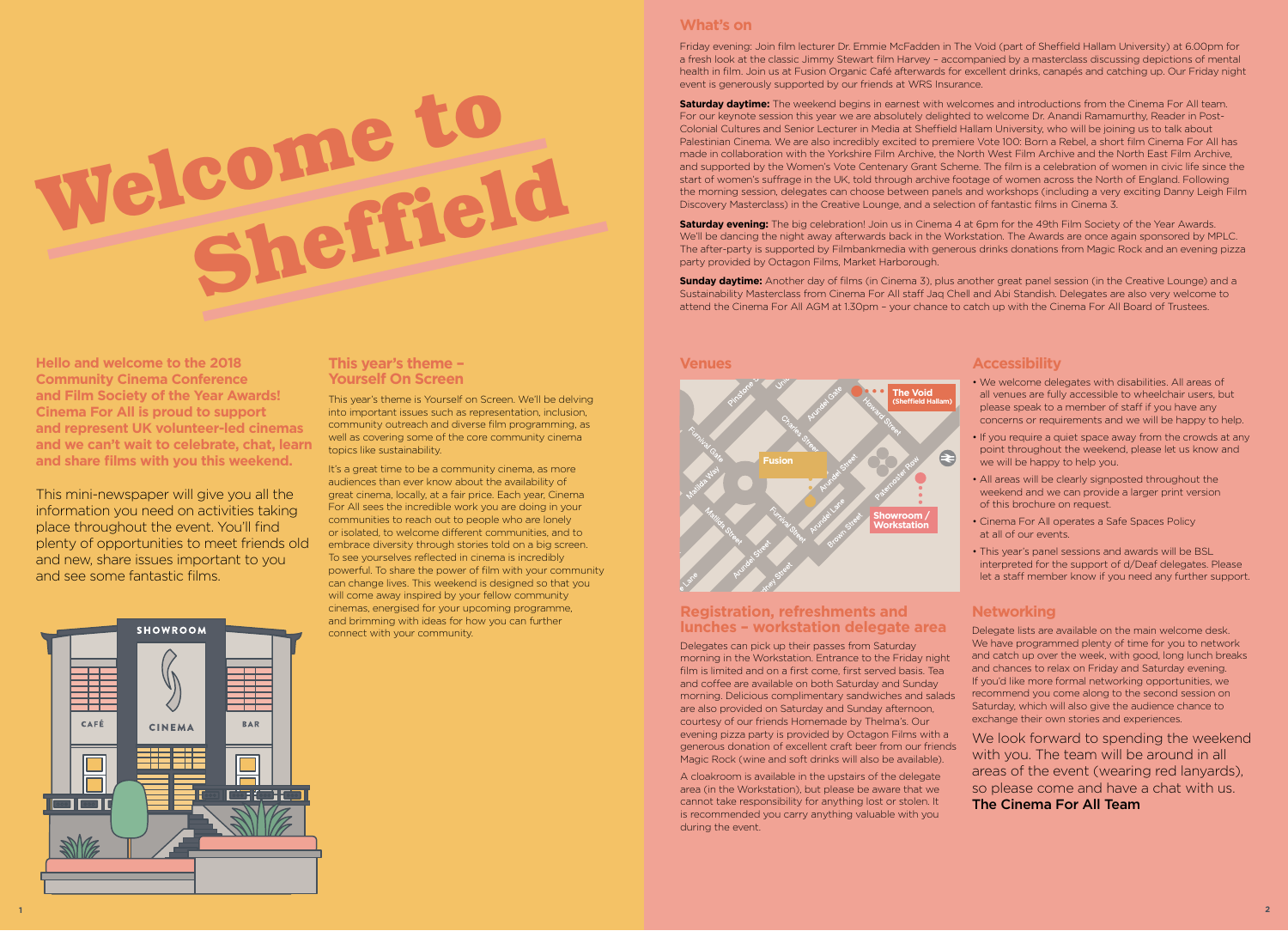// Welcome to Sheffield

**Hello and welcome to the 2018 Community Cinema Conference and Film Society of the Year Awards! Cinema For All is proud to support and represent UK volunteer-led cinemas and we can't wait to celebrate, chat, learn and share films with you this weekend.**

This mini-newspaper will give you all the information you need on activities taking place throughout the event. You'll find plenty of opportunities to meet friends old and new, share issues important to you and see some fantastic films.

## This year's theme – Yourself On Screen

This year's theme is Yourself on Screen. We'll be delving into important issues such as representation, inclusion, community outreach and diverse film programming, as well as covering some of the core community cinema topics like sustainability.

It's a great time to be a community cinema, as more audiences than ever know about the availability of great cinema, locally, at a fair price. Each year, Cinema For All sees the incredible work you are doing in your communities to reach out to people who are lonely or isolated, to welcome different communities, and to embrace diversity through stories told on a big screen. To see yourselves reflected in cinema is incredibly powerful. To share the power of film with your community can change lives. This weekend is designed so that you will come away inspired by your fellow community cinemas, energised for your upcoming programme, and brimming with ideas for how you can further connect with your community.

## What's on

Friday evening: Join film lecturer Dr. Emmie McFadden in The Void (part of Sheffield Hallam University) at 6.00pm for a fresh look at the classic Jimmy Stewart film Harvey – accompanied by a masterclass discussing depictions of mental health in film. Join us at Fusion Organic Café afterwards for excellent drinks, canapés and catching up. Our Friday night event is generously supported by our friends at WRS Insurance.

**Saturday daytime:** The weekend begins in earnest with welcomes and introductions from the Cinema For All team. For our keynote session this year we are absolutely delighted to welcome Dr. Anandi Ramamurthy, Reader in Post-Colonial Cultures and Senior Lecturer in Media at Sheffield Hallam University, who will be joining us to talk about Palestinian Cinema. We are also incredibly excited to premiere Vote 100: Born a Rebel, a short film Cinema For All has made in collaboration with the Yorkshire Film Archive, the North West Film Archive and the North East Film Archive, and supported by the Women's Vote Centenary Grant Scheme. The film is a celebration of women in civic life since the start of women's suffrage in the UK, told through archive footage of women across the North of England. Following the morning session, delegates can choose between panels and workshops (including a very exciting Danny Leigh Film Discovery Masterclass) in the Creative Lounge, and a selection of fantastic films in Cinema 3.

**Saturday evening:** The big celebration! Join us in Cinema 4 at 6pm for the 49th Film Society of the Year Awards. We'll be dancing the night away afterwards back in the Workstation. The Awards are once again sponsored by MPLC. The after-party is supported by Filmbankmedia with generous drinks donations from Magic Rock and an evening pizza party provided by Octagon Films, Market Harborough.

**Sunday daytime:** Another day of films (in Cinema 3), plus another great panel session (in the Creative Lounge) and a Sustainability Masterclass from Cinema For All staff Jaq Chell and Abi Standish. Delegates are also very welcome to attend the Cinema For All AGM at 1.30pm – your chance to catch up with the Cinema For All Board of Trustees.

## Venues

The Void (Sheffield Hallam) · Fusion · Showroom / Workstation

## Registration, refreshments and lunches – workstation delegate area

Delegates can pick up their passes from Saturday morning in the Workstation. Entrance to the Friday night film is limited and on a first come, first served basis. Tea and coffee are available on both Saturday and Sunday morning. Delicious complimentary sandwiches and salads are also provided on Saturday and Sunday afternoon, courtesy of our friends Homemade by Thelma's. Our evening pizza party is provided by Octagon Films with a generous donation of excellent craft beer from our friends Magic Rock (wine and soft drinks will also be available).

A cloakroom is available in the upstairs of the delegate area (in the Workstation), but please be aware that we cannot take responsibility for anything lost or stolen. It is recommended you carry anything valuable with you during the event.

## Accessibility

- We welcome delegates with disabilities. All areas of all venues are fully accessible to wheelchair users, but please speak to a member of staff if you have any concerns or requirements and we will be happy to help.
- If you require a quiet space away from the crowds at any point throughout the weekend, please let us know and we will be happy to help you.
- All areas will be clearly signposted throughout the weekend and we can provide a larger print version of this brochure on request.
- Cinema For All operates a Safe Spaces Policy at all of our events.
- This year's panel sessions and awards will be BSL interpreted for the support of d/Deaf delegates. Please let a staff member know if you need any further support.

## Networking

Delegate lists are available on the main welcome desk. We have programmed plenty of time for you to network and catch up over the week, with good, long lunch breaks and chances to relax on Friday and Saturday evening. If you'd like more formal networking opportunities, we recommend you come along to the second session on Saturday, which will also give the audience chance to exchange their own stories and experiences.

We look forward to spending the weekend with you. The team will be around in all areas of the event (wearing red lanyards), so please come and have a chat with us.

**The Cinema For All Team**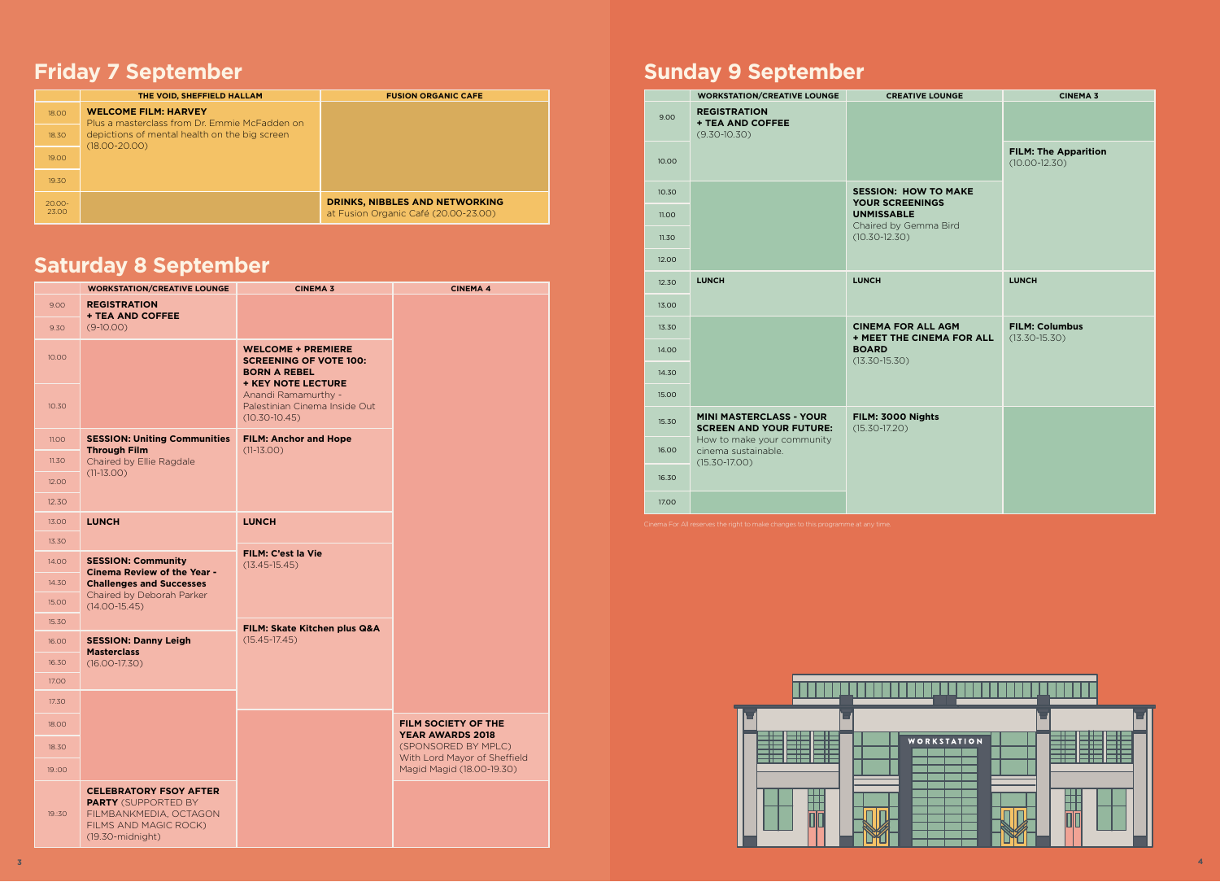## Friday 7 September

| | THE VOID, SHEFFIELD HALLAM | FUSION ORGANIC CAFE |
|---|---|---|
| 18.00 | **WELCOME FILM: HARVEY** Plus a masterclass from Dr. Emmie McFadden on depictions of mental health on the big screen (18.00-20.00) | |
| 18.30 | | |
| 19.00 | | |
| 19.30 | | |
| 20.00-23.00 | | **DRINKS, NIBBLES AND NETWORKING** at Fusion Organic Café (20.00-23.00) |

## Saturday 8 September

| | WORKSTATION/CREATIVE LOUNGE | CINEMA 3 | CINEMA 4 |
|---|---|---|---|
| 9.00 | **REGISTRATION + TEA AND COFFEE** (9-10.00) | | |
| 9.30 | | | |
| 10.00 | | **WELCOME + PREMIERE SCREENING OF VOTE 100: BORN A REBEL + KEY NOTE LECTURE** Anandi Ramamurthy - Palestinian Cinema Inside Out (10.30-10.45) | |
| 10.30 | | | |
| 11.00 | **SESSION: Uniting Communities Through Film** Chaired by Ellie Ragdale (11-13.00) | **FILM: Anchor and Hope** (11-13.00) | |
| 11.30 | | | |
| 12.00 | | | |
| 12.30 | | | |
| 13.00 | **LUNCH** | **LUNCH** | |
| 13.30 | | | |
| 14.00 | **SESSION: Community Cinema Review of the Year - Challenges and Successes** Chaired by Deborah Parker (14.00-15.45) | **FILM: C'est la Vie** (13.45-15.45) | |
| 14.30 | | | |
| 15.00 | | | |
| 15.30 | | **FILM: Skate Kitchen plus Q&A** (15.45-17.45) | |
| 16.00 | **SESSION: Danny Leigh Masterclass** (16.00-17.30) | | |
| 16.30 | | | |
| 17.00 | | | |
| 17.30 | | | |
| 18.00 | | | **FILM SOCIETY OF THE YEAR AWARDS 2018** (SPONSORED BY MPLC) With Lord Mayor of Sheffield Magid Magid (18.00-19.30) |
| 18.30 | | | |
| 19.00 | | | |
| 19.30 | **CELEBRATORY FSOY AFTER PARTY** (SUPPORTED BY FILMBANKMEDIA, OCTAGON FILMS AND MAGIC ROCK) (19.30-midnight) | | |

## Sunday 9 September

| | WORKSTATION/CREATIVE LOUNGE | CREATIVE LOUNGE | CINEMA 3 |
|---|---|---|---|
| 9.00 | **REGISTRATION + TEA AND COFFEE** (9.30-10.30) | | |
| 10.00 | | | **FILM: The Apparition** (10.00-12.30) |
| 10.30 | | **SESSION: HOW TO MAKE YOUR SCREENINGS UNMISSABLE** Chaired by Gemma Bird (10.30-12.30) | |
| 11.00 | | | |
| 11.30 | | | |
| 12.00 | | | |
| 12.30 | **LUNCH** | **LUNCH** | **LUNCH** |
| 13.00 | | | |
| 13.30 | | **CINEMA FOR ALL AGM + MEET THE CINEMA FOR ALL BOARD** (13.30-15.30) | **FILM: Columbus** (13.30-15.30) |
| 14.00 | | | |
| 14.30 | | | |
| 15.00 | | | |
| 15.30 | **MINI MASTERCLASS - YOUR SCREEN AND YOUR FUTURE:** How to make your community cinema sustainable. (15.30-17.00) | **FILM: 3000 Nights** (15.30-17.20) | |
| 16.00 | | | |
| 16.30 | | | |
| 17.00 | | | |

Cinema For All reserves the right to make changes to this programme at any time.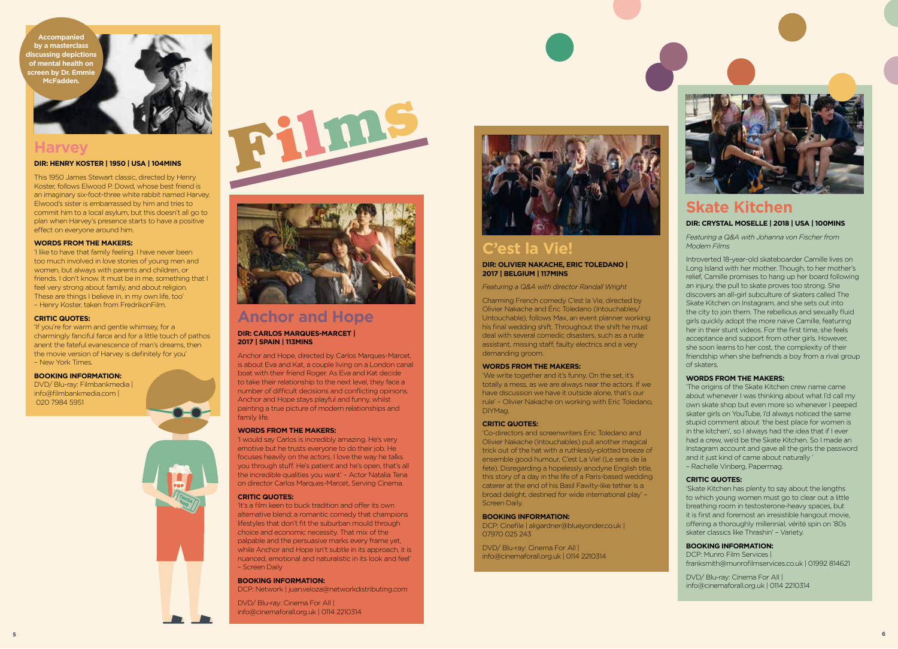# Films

Accompanied by a masterclass discussing depictions of mental health on screen by Dr. Emmie McFadden.

## Harvey

**DIR: HENRY KOSTER | 1950 | USA | 104MINS**

This 1950 James Stewart classic, directed by Henry Koster, follows Elwood P. Dowd, whose best friend is an imaginary six-foot-three white rabbit named Harvey. Elwood's sister is embarrassed by him and tries to commit him to a local asylum, but this doesn't all go to plan when Harvey's presence starts to have a positive effect on everyone around him.

**WORDS FROM THE MAKERS:**

'I like to have that family feeling. I have never been too much involved in love stories of young men and women, but always with parents and children, or friends. I don't know. It must be in me, something that I feel very strong about family, and about religion. These are things I believe in, in my own life, too' – Henry Koster, taken from FredrikonFilm.

**CRITIC QUOTES:**

'If you're for warm and gentle whimsey, for a charmingly fanciful farce and for a little touch of pathos anent the fateful evanescence of man's dreams, then the movie version of Harvey is definitely for you' – New York Times.

**BOOKING INFORMATION:**

DVD/ Blu-ray: Filmbankmedia | info@filmbankmedia.com | 020 7984 5951

## Anchor and Hope

**DIR: CARLOS MARQUES-MARCET | 2017 | SPAIN | 113MINS**

Anchor and Hope, directed by Carlos Marques-Marcet, is about Eva and Kat, a couple living on a London canal boat with their friend Roger. As Eva and Kat decide to take their relationship to the next level, they face a number of difficult decisions and conflicting opinions. Anchor and Hope stays playful and funny, whilst painting a true picture of modern relationships and family life.

**WORDS FROM THE MAKERS:**

'I would say Carlos is incredibly amazing. He's very emotive but he trusts everyone to do their job. He focuses heavily on the actors, I love the way he talks you through stuff. He's patient and he's open, that's all the incredible qualities you want' – Actor Natalia Tena on director Carlos Marques-Marcet, Serving Cinema.

**CRITIC QUOTES:**

'It's a film keen to buck tradition and offer its own alternative blend; a romantic comedy that champions lifestyles that don't fit the suburban mould through choice and economic necessity. That mix of the palpable and the persuasive marks every frame yet, while Anchor and Hope isn't subtle in its approach, it is nuanced, emotional and naturalistic in its look and feel' – Screen Daily

**BOOKING INFORMATION:**

DCP: Network | juan.veloza@networkdistributing.com

DVD/ Blu-ray: Cinema For All | info@cinemaforall.org.uk | 0114 2210314

## C'est la Vie!

**DIR: OLIVIER NAKACHE, ERIC TOLEDANO | 2017 | BELGIUM | 117MINS**

*Featuring a Q&A with director Randall Wright*

Charming French comedy C'est la Vie, directed by Olivier Nakache and Éric Toledano (Intouchables/ Untouchable), follows Max, an event planner working his final wedding shift. Throughout the shift he must deal with several comedic disasters, such as a rude assistant, missing staff, faulty electrics and a very demanding groom.

**WORDS FROM THE MAKERS:**

'We write together and it's funny. On the set, it's totally a mess, as we are always near the actors. If we have discussion we have it outside alone, that's our rule' – Olivier Nakache on working with Eric Toledano, DIYMag.

**CRITIC QUOTES:**

'Co-directors and screenwriters Eric Toledano and Olivier Nakache (Intouchables) pull another magical trick out of the hat with a ruthlessly-plotted breeze of ensemble good humour, C'est La Vie! (Le sens de la fete). Disregarding a hopelessly anodyne English title, this story of a day in the life of a Paris-based wedding caterer at the end of his Basil Fawlty-like tether is a broad delight, destined for wide international play' – Screen Daily.

**BOOKING INFORMATION:**

DCP: Cinefile | aligardner@blueyonder.co.uk | 07970 025 243

DVD/ Blu-ray: Cinema For All | info@cinemaforall.org.uk | 0114 2210314

## Skate Kitchen

**DIR: CRYSTAL MOSELLE | 2018 | USA | 100MINS**

*Featuring a Q&A with Johanna von Fischer from Modern Films*

Introverted 18-year-old skateboarder Camille lives on Long Island with her mother. Though, to her mother's relief, Camille promises to hang up her board following an injury, the pull to skate proves too strong. She discovers an all-girl subculture of skaters called The Skate Kitchen on Instagram, and she sets out into the city to join them. The rebellious and sexually fluid girls quickly adopt the more naive Camille, featuring her in their stunt videos. For the first time, she feels acceptance and support from other girls. However, she soon learns to her cost, the complexity of their friendship when she befriends a boy from a rival group of skaters.

**WORDS FROM THE MAKERS:**

'The origins of the Skate Kitchen crew name came about whenever I was thinking about what I'd call my own skate shop but even more so whenever I peeped skater girls on YouTube, I'd always noticed the same stupid comment about 'the best place for women is in the kitchen', so I always had the idea that if I ever had a crew, we'd be the Skate Kitchen. So I made an Instagram account and gave all the girls the password and it just kind of came about naturally ' – Rachelle Vinberg, Papermag.

**CRITIC QUOTES:**

'Skate Kitchen has plenty to say about the lengths to which young women must go to clear out a little breathing room in testosterone-heavy spaces, but it is first and foremost an irresistible hangout movie, offering a thoroughly millennial, vérité spin on '80s skater classics like Thrashin' – Variety.

**BOOKING INFORMATION:**

DCP: Munro Film Services | franksmith@munrofilmservices.co.uk | 01992 814621

DVD/ Blu-ray: Cinema For All | info@cinemaforall.org.uk | 0114 2210314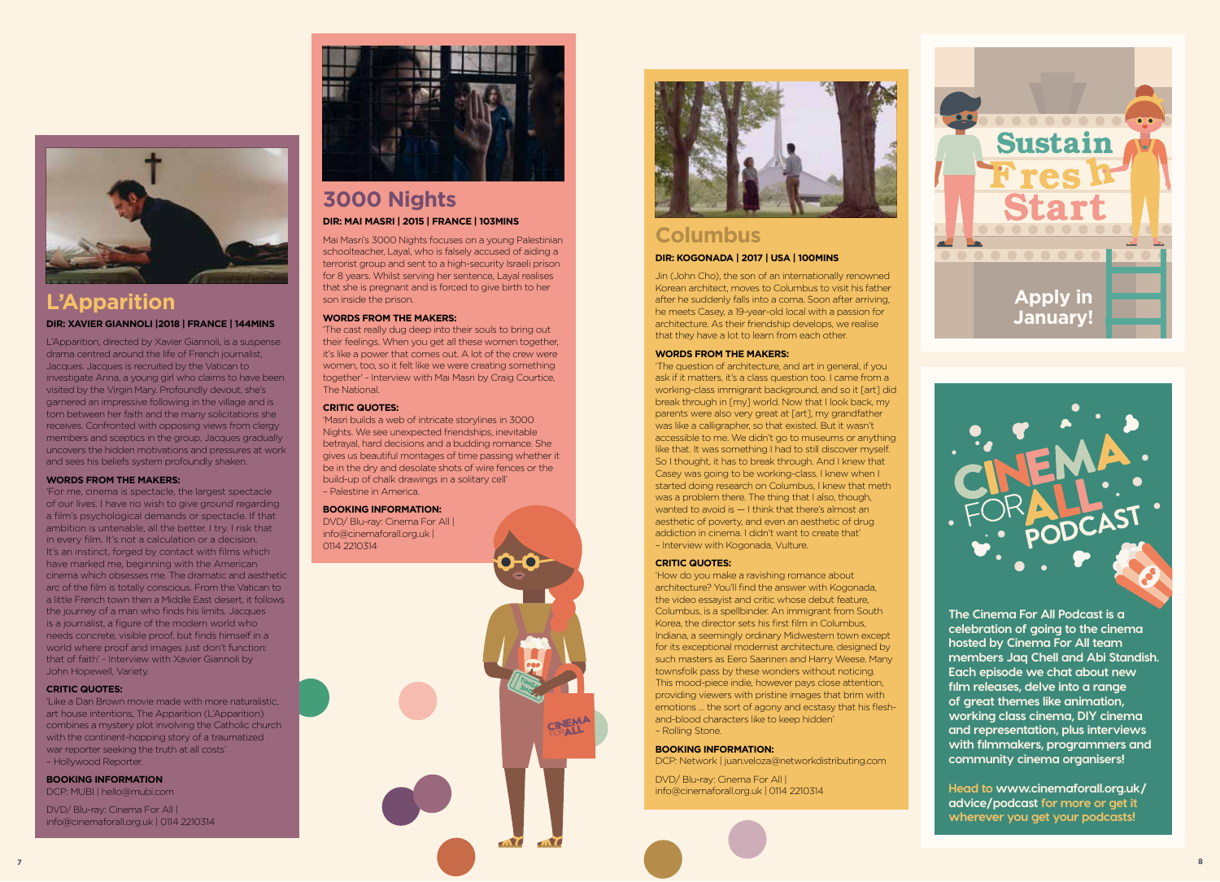## L'Apparition

**DIR: XAVIER GIANNOLI |2018 | FRANCE | 144MINS**

L'Apparition, directed by Xavier Giannoli, is a suspense drama centred around the life of French journalist, Jacques. Jacques is recruited by the Vatican to investigate Anna, a young girl who claims to have been visited by the Virgin Mary. Profoundly devout, she's garnered an impressive following in the village and is torn between her faith and the many solicitations she receives. Confronted with opposing views from clergy members and sceptics in the group, Jacques gradually uncovers the hidden motivations and pressures at work and sees his beliefs system profoundly shaken.

**WORDS FROM THE MAKERS:**

'For me, cinema is spectacle, the largest spectacle of our lives. I have no wish to give ground regarding a film's psychological demands or spectacle. If that ambition is untenable, all the better. I try. I risk that in every film. It's not a calculation or a decision. It's an instinct, forged by contact with films which have marked me, beginning with the American cinema which obsesses me. The dramatic and aesthetic arc of the film is totally conscious. From the Vatican to a little French town then a Middle East desert, it follows the journey of a man who finds his limits. Jacques is a journalist, a figure of the modern world who needs concrete, visible proof, but finds himself in a world where proof and images just don't function: that of faith' - Interview with Xavier Giannoli by John Hopewell, Variety.

**CRITIC QUOTES:**

'Like a Dan Brown movie made with more naturalistic, art house intentions, The Apparition (L'Apparition) combines a mystery plot involving the Catholic church with the continent-hopping story of a traumatized war reporter seeking the truth at all costs'
– Hollywood Reporter.

**BOOKING INFORMATION**

DCP: MUBI | hello@mubi.com

DVD/ Blu-ray: Cinema For All | info@cinemaforall.org.uk | 0114 2210314

## 3000 Nights

**DIR: MAI MASRI | 2015 | FRANCE | 103MINS**

Mai Masri's 3000 Nights focuses on a young Palestinian schoolteacher, Layal, who is falsely accused of aiding a terrorist group and sent to a high-security Israeli prison for 8 years. Whilst serving her sentence, Layal realises that she is pregnant and is forced to give birth to her son inside the prison.

**WORDS FROM THE MAKERS:**

'The cast really dug deep into their souls to bring out their feelings. When you get all these women together, it's like a power that comes out. A lot of the crew were women, too, so it felt like we were creating something together' - Interview with Mai Masri by Craig Courtice, The National.

**CRITIC QUOTES:**

'Masri builds a web of intricate storylines in 3000 Nights. We see unexpected friendships, inevitable betrayal, hard decisions and a budding romance. She gives us beautiful montages of time passing whether it be in the dry and desolate shots of wire fences or the build-up of chalk drawings in a solitary cell'
– Palestine in America.

**BOOKING INFORMATION:**

DVD/ Blu-ray: Cinema For All | info@cinemaforall.org.uk | 0114 2210314

## Columbus

**DIR: KOGONADA | 2017 | USA | 100MINS**

Jin (John Cho), the son of an internationally renowned Korean architect, moves to Columbus to visit his father after he suddenly falls into a coma. Soon after arriving, he meets Casey, a 19-year-old local with a passion for architecture. As their friendship develops, we realise that they have a lot to learn from each other.

**WORDS FROM THE MAKERS:**

'The question of architecture, and art in general, if you ask if it matters, it's a class question too. I came from a working-class immigrant background, and so it [art] did break through in [my] world. Now that I look back, my parents were also very great at [art], my grandfather was like a calligrapher, so that existed. But it wasn't accessible to me. We didn't go to museums or anything like that. It was something I had to still discover myself. So I thought, it has to break through. And I knew that Casey was going to be working-class. I knew when I started doing research on Columbus, I knew that meth was a problem there. The thing that I also, though, wanted to avoid is — I think that there's almost an aesthetic of poverty, and even an aesthetic of drug addiction in cinema. I didn't want to create that'
– Interview with Kogonada, Vulture.

**CRITIC QUOTES:**

'How do you make a ravishing romance about architecture? You'll find the answer with Kogonada, the video essayist and critic whose debut feature, Columbus, is a spellbinder. An immigrant from South Korea, the director sets his first film in Columbus, Indiana, a seemingly ordinary Midwestern town except for its exceptional modernist architecture, designed by such masters as Eero Saarinen and Harry Weese. Many townsfolk pass by these wonders without noticing. This mood-piece indie, however pays close attention, providing viewers with pristine images that brim with emotions ... the sort of agony and ecstasy that his flesh-and-blood characters like to keep hidden'
– Rolling Stone.

**BOOKING INFORMATION:**

DCP: Network | juan.veloza@networkdistributing.com

DVD/ Blu-ray: Cinema For All | info@cinemaforall.org.uk | 0114 2210314

## Sustain Fresh Start

**Apply in January!**

## Cinema For All Podcast

**The Cinema For All Podcast is a celebration of going to the cinema hosted by Cinema For All team members Jaq Chell and Abi Standish. Each episode we chat about new film releases, delve into a range of great themes like animation, working class cinema, DIY cinema and representation, plus interviews with filmmakers, programmers and community cinema organisers!**

**Head to www.cinemaforall.org.uk/advice/podcast for more or get it wherever you get your podcasts!**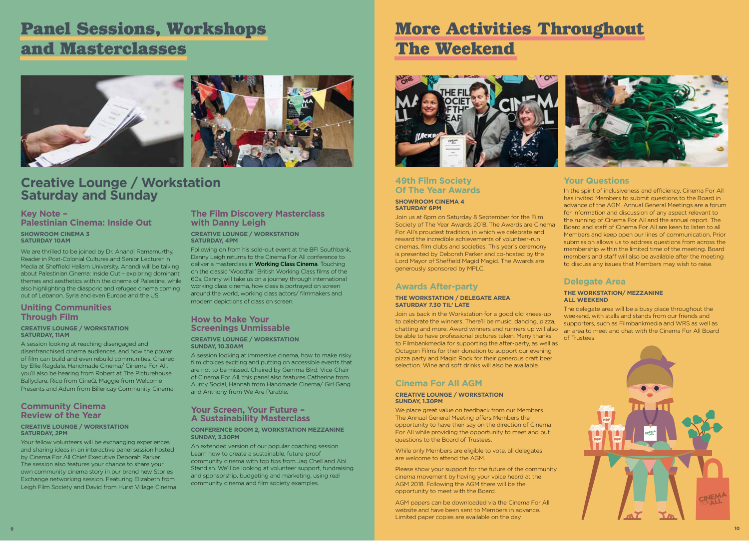# Panel Sessions, Workshops and Masterclasses

## Creative Lounge / Workstation Saturday and Sunday

### Key Note – Palestinian Cinema: Inside Out

**SHOWROOM CINEMA 3**
**SATURDAY 10AM**

We are thrilled to be joined by Dr. Anandi Ramamurthy, Reader in Post-Colonial Cultures and Senior Lecturer in Media at Sheffield Hallam University. Anandi will be talking about Palestinian Cinema: Inside Out – exploring dominant themes and aesthetics within the cinema of Palestine, while also highlighting the diasporic and refugee cinema coming out of Lebanon, Syria and even Europe and the US.

### Uniting Communities Through Film

**CREATIVE LOUNGE / WORKSTATION**
**SATURDAY, 11AM**

A session looking at reaching disengaged and disenfranchised cinema audiences, and how the power of film can build and even rebuild communities. Chaired by Ellie Ragdale, Handmade Cinema/ Cinema For All, you'll also be hearing from Robert at The Picturehouse Ballyclare, Rico from CineQ, Maggie from Welcome Presents and Adam from Billericay Community Cinema.

### Community Cinema Review of the Year

**CREATIVE LOUNGE / WORKSTATION**
**SATURDAY, 2PM**

Your fellow volunteers will be exchanging experiences and sharing ideas in an interactive panel session hosted by Cinema For All Chief Executive Deborah Parker. The session also features your chance to share your own community cinema story in our brand new Stories Exchange networking session. Featuring Elizabeth from Leigh Film Society and David from Hurst Village Cinema.

### The Film Discovery Masterclass with Danny Leigh

**CREATIVE LOUNGE / WORKSTATION**
**SATURDAY, 4PM**

Following on from his sold-out event at the BFI Southbank, Danny Leigh returns to the Cinema For All conference to deliver a masterclass in **Working Class Cinema**. Touching on the classic 'Woodfall' British Working Class films of the 60s, Danny will take us on a journey through international working class cinema, how class is portrayed on screen around the world, working class actors/ filmmakers and modern depictions of class on screen.

### How to Make Your Screenings Unmissable

**CREATIVE LOUNGE / WORKSTATION**
**SUNDAY, 10.30AM**

A session looking at immersive cinema, how to make risky film choices exciting and putting on accessible events that are not to be missed. Chaired by Gemma Bird, Vice-Chair of Cinema For All, this panel also features Catherine from Aunty Social, Hannah from Handmade Cinema/ Girl Gang and Anthony from We Are Parable.

### Your Screen, Your Future – A Sustainability Masterclass

**CONFERENCE ROOM 2, WORKSTATION MEZZANINE**
**SUNDAY, 3.30PM**

An extended version of our popular coaching session. Learn how to create a sustainable, future-proof community cinema with top tips from Jaq Chell and Abi Standish. We'll be looking at volunteer support, fundraising and sponsorship, budgeting and marketing, using real community cinema and film society examples.

# More Activities Throughout The Weekend

### 49th Film Society Of The Year Awards

**SHOWROOM CINEMA 4**
**SATURDAY 6PM**

Join us at 6pm on Saturday 8 September for the Film Society of The Year Awards 2018. The Awards are Cinema For All's proudest tradition, in which we celebrate and reward the incredible achievements of volunteer-run cinemas, film clubs and societies. This year's ceremony is presented by Deborah Parker and co-hosted by the Lord Mayor of Sheffield Magid Magid. The Awards are generously sponsored by MPLC.

### Awards After-party

**THE WORKSTATION / DELEGATE AREA**
**SATURDAY 7.30 TIL' LATE**

Join us back in the Workstation for a good old knees-up to celebrate the winners. There'll be music, dancing, pizza, chatting and more. Award winners and runners up will also be able to have professional pictures taken. Many thanks to Filmbankmedia for supporting the after-party, as well as Octagon Films for their donation to support our evening pizza party and Magic Rock for their generous craft beer selection. Wine and soft drinks will also be available.

### Cinema For All AGM

**CREATIVE LOUNGE / WORKSTATION**
**SUNDAY, 1.30PM**

We place great value on feedback from our Members. The Annual General Meeting offers Members the opportunity to have their say on the direction of Cinema For All while providing the opportunity to meet and put questions to the Board of Trustees.

While only Members are eligible to vote, all delegates are welcome to attend the AGM.

Please show your support for the future of the community cinema movement by having your voice heard at the AGM 2018. Following the AGM there will be the opportunity to meet with the Board.

AGM papers can be downloaded via the Cinema For All website and have been sent to Members in advance. Limited paper copies are available on the day.

### Your Questions

In the spirit of inclusiveness and efficiency, Cinema For All has invited Members to submit questions to the Board in advance of the AGM. Annual General Meetings are a forum for information and discussion of any aspect relevant to the running of Cinema For All and the annual report. The Board and staff of Cinema For All are keen to listen to all Members and keep open our lines of communication. Prior submission allows us to address questions from across the membership within the limited time of the meeting. Board members and staff will also be available after the meeting to discuss any issues that Members may wish to raise.

### Delegate Area

**THE WORKSTATION/ MEZZANINE**
**ALL WEEKEND**

The delegate area will be a busy place throughout the weekend, with stalls and stands from our friends and supporters, such as Filmbankmedia and WRS as well as an area to meet and chat with the Cinema For All Board of Trustees.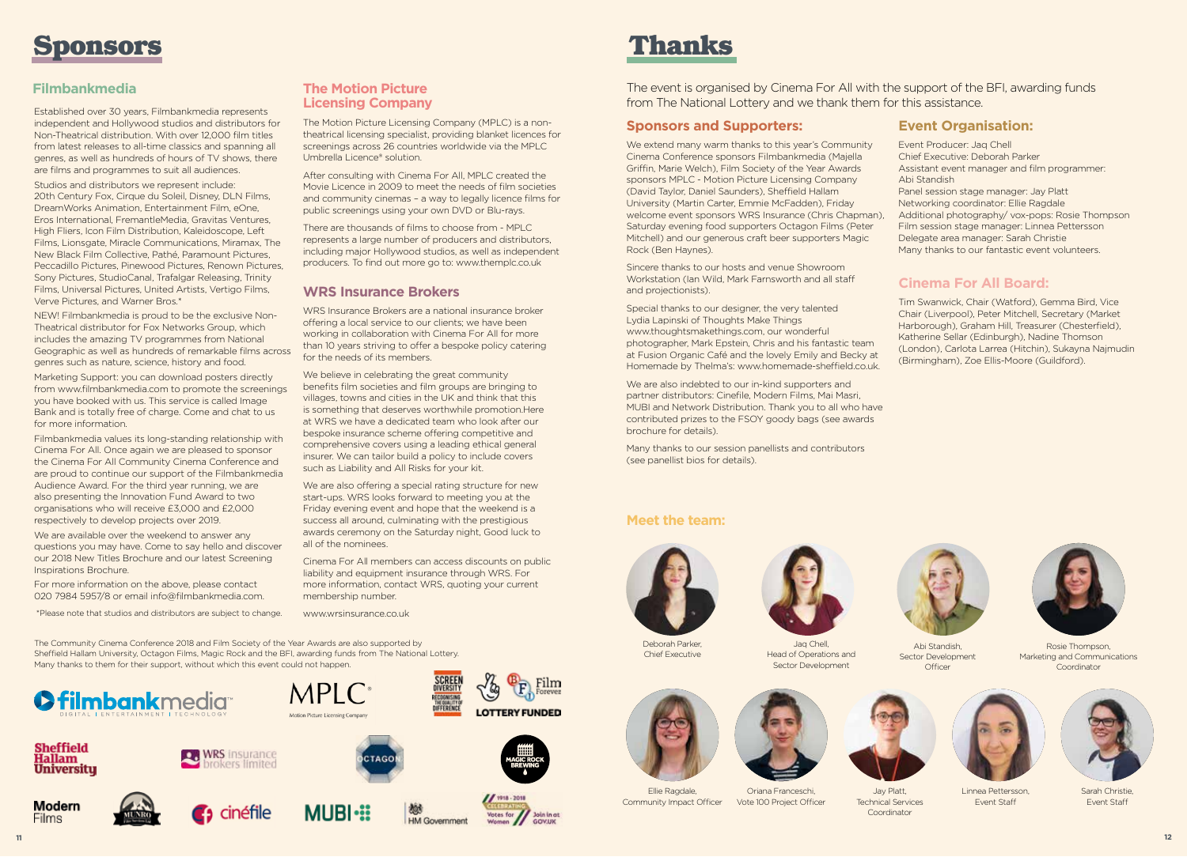# Sponsors

## Filmbankmedia

Established over 30 years, Filmbankmedia represents independent and Hollywood studios and distributors for Non-Theatrical distribution. With over 12,000 film titles from latest releases to all-time classics and spanning all genres, as well as hundreds of hours of TV shows, there are films and programmes to suit all audiences.

Studios and distributors we represent include: 20th Century Fox, Cirque du Soleil, Disney, DLN Films, DreamWorks Animation, Entertainment Film, eOne, Eros International, FremantleMedia, Gravitas Ventures, High Fliers, Icon Film Distribution, Kaleidoscope, Left Films, Lionsgate, Miracle Communications, Miramax, The New Black Film Collective, Pathé, Paramount Pictures, Peccadillo Pictures, Pinewood Pictures, Renown Pictures, Sony Pictures, StudioCanal, Trafalgar Releasing, Trinity Films, Universal Pictures, United Artists, Vertigo Films, Verve Pictures, and Warner Bros.*

NEW! Filmbankmedia is proud to be the exclusive Non-Theatrical distributor for Fox Networks Group, which includes the amazing TV programmes from National Geographic as well as hundreds of remarkable films across genres such as nature, science, history and food.

Marketing Support: you can download posters directly from www.filmbankmedia.com to promote the screenings you have booked with us. This service is called Image Bank and is totally free of charge. Come and chat to us for more information.

Filmbankmedia values its long-standing relationship with Cinema For All. Once again we are pleased to sponsor the Cinema For All Community Cinema Conference and are proud to continue our support of the Filmbankmedia Audience Award. For the third year running, we are also presenting the Innovation Fund Award to two organisations who will receive £3,000 and £2,000 respectively to develop projects over 2019.

We are available over the weekend to answer any questions you may have. Come to say hello and discover our 2018 New Titles Brochure and our latest Screening Inspirations Brochure.

For more information on the above, please contact 020 7984 5957/8 or email info@filmbankmedia.com.

*Please note that studios and distributors are subject to change.

## The Motion Picture Licensing Company

The Motion Picture Licensing Company (MPLC) is a non-theatrical licensing specialist, providing blanket licences for screenings across 26 countries worldwide via the MPLC Umbrella Licence® solution.

After consulting with Cinema For All, MPLC created the Movie Licence in 2009 to meet the needs of film societies and community cinemas – a way to legally licence films for public screenings using your own DVD or Blu-rays.

There are thousands of films to choose from - MPLC represents a large number of producers and distributors, including major Hollywood studios, as well as independent producers. To find out more go to: www.themplc.co.uk

## WRS Insurance Brokers

WRS Insurance Brokers are a national insurance broker offering a local service to our clients; we have been working in collaboration with Cinema For All for more than 10 years striving to offer a bespoke policy catering for the needs of its members.

We believe in celebrating the great community benefits film societies and film groups are bringing to villages, towns and cities in the UK and think that this is something that deserves worthwhile promotion.Here at WRS we have a dedicated team who look after our bespoke insurance scheme offering competitive and comprehensive covers using a leading ethical general insurer. We can tailor build a policy to include covers such as Liability and All Risks for your kit.

We are also offering a special rating structure for new start-ups. WRS looks forward to meeting you at the Friday evening event and hope that the weekend is a success all around, culminating with the prestigious awards ceremony on the Saturday night, Good luck to all of the nominees.

Cinema For All members can access discounts on public liability and equipment insurance through WRS. For more information, contact WRS, quoting your current membership number.

www.wrsinsurance.co.uk

The Community Cinema Conference 2018 and Film Society of the Year Awards are also supported by Sheffield Hallam University, Octagon Films, Magic Rock and the BFI, awarding funds from The National Lottery. Many thanks to them for their support, without which this event could not happen.

# Thanks

The event is organised by Cinema For All with the support of the BFI, awarding funds from The National Lottery and we thank them for this assistance.

## Sponsors and Supporters:

We extend many warm thanks to this year's Community Cinema Conference sponsors Filmbankmedia (Majella Griffin, Marie Welch), Film Society of the Year Awards sponsors MPLC - Motion Picture Licensing Company (David Taylor, Daniel Saunders), Sheffield Hallam University (Martin Carter, Emmie McFadden), Friday welcome event sponsors WRS Insurance (Chris Chapman), Saturday evening food supporters Octagon Films (Peter Mitchell) and our generous craft beer supporters Magic Rock (Ben Haynes).

Sincere thanks to our hosts and venue Showroom Workstation (Ian Wild, Mark Farnsworth and all staff and projectionists).

Special thanks to our designer, the very talented Lydia Lapinski of Thoughts Make Things www.thoughtsmakethings.com, our wonderful photographer, Mark Epstein, Chris and his fantastic team at Fusion Organic Café and the lovely Emily and Becky at Homemade by Thelma's: www.homemade-sheffield.co.uk.

We are also indebted to our in-kind supporters and partner distributors: Cinefile, Modern Films, Mai Masri, MUBI and Network Distribution. Thank you to all who have contributed prizes to the FSOY goody bags (see awards brochure for details).

Many thanks to our session panellists and contributors (see panellist bios for details).

## Event Organisation:

Event Producer: Jaq Chell
Chief Executive: Deborah Parker
Assistant event manager and film programmer: Abi Standish
Panel session stage manager: Jay Platt
Networking coordinator: Ellie Ragdale
Additional photography/ vox-pops: Rosie Thompson
Film session stage manager: Linnea Pettersson
Delegate area manager: Sarah Christie
Many thanks to our fantastic event volunteers.

## Cinema For All Board:

Tim Swanwick, Chair (Watford), Gemma Bird, Vice Chair (Liverpool), Peter Mitchell, Secretary (Market Harborough), Graham Hill, Treasurer (Chesterfield), Katherine Sellar (Edinburgh), Nadine Thomson (London), Carlota Larrea (Hitchin), Sukayna Najmudin (Birmingham), Zoe Ellis-Moore (Guildford).

## Meet the team:

Deborah Parker, Chief Executive

Jaq Chell, Head of Operations and Sector Development

Abi Standish, Sector Development Officer

Rosie Thompson, Marketing and Communications Coordinator

Ellie Ragdale, Community Impact Officer

Oriana Franceschi, Vote 100 Project Officer

Jay Platt, Technical Services Coordinator

Linnea Pettersson, Event Staff

Sarah Christie, Event Staff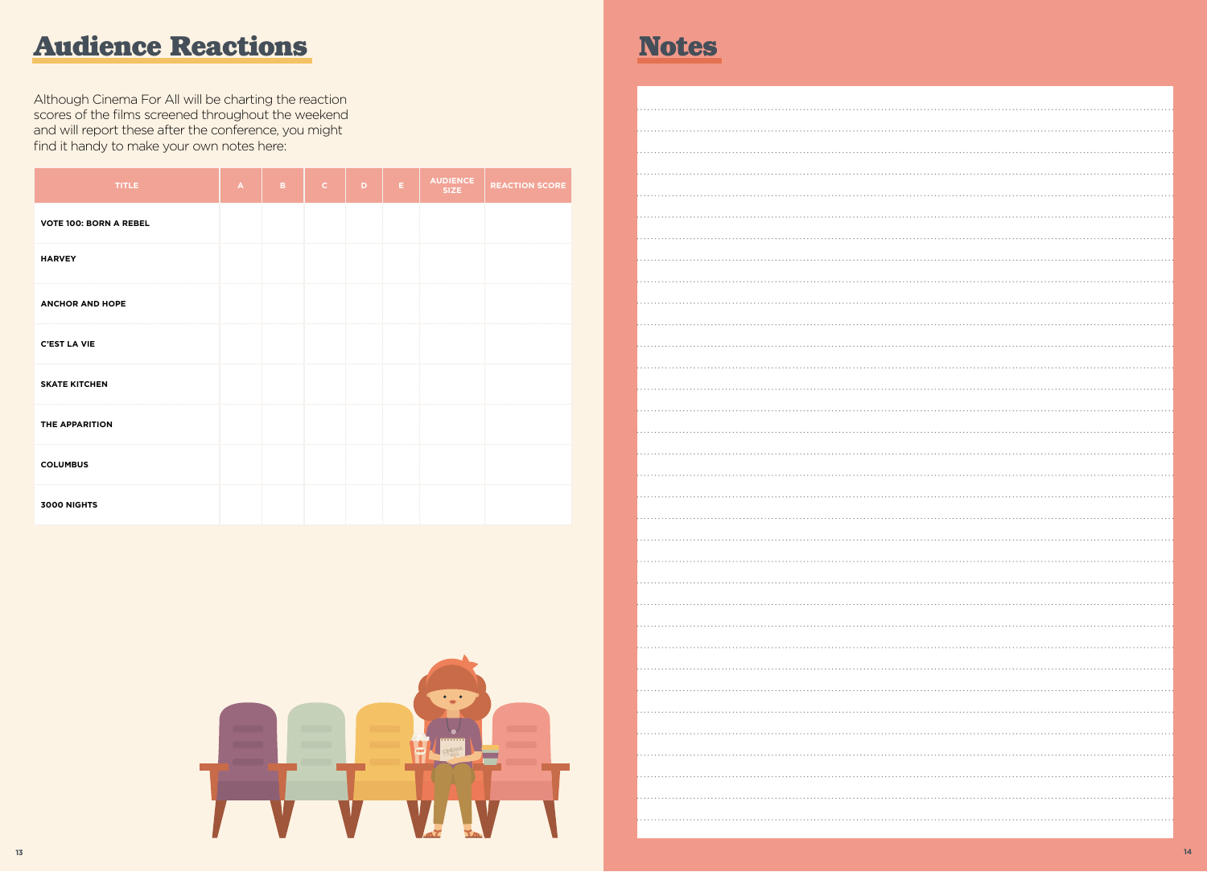## Audience Reactions

Although Cinema For All will be charting the reaction scores of the films screened throughout the weekend and will report these after the conference, you might find it handy to make your own notes here:

| TITLE | A | B | C | D | E | AUDIENCE SIZE | REACTION SCORE |
|---|---|---|---|---|---|---|---|
| **VOTE 100: BORN A REBEL** | | | | | | | |
| **HARVEY** | | | | | | | |
| **ANCHOR AND HOPE** | | | | | | | |
| **C'EST LA VIE** | | | | | | | |
| **SKATE KITCHEN** | | | | | | | |
| **THE APPARITION** | | | | | | | |
| **COLUMBUS** | | | | | | | |
| **3000 NIGHTS** | | | | | | | |

## Notes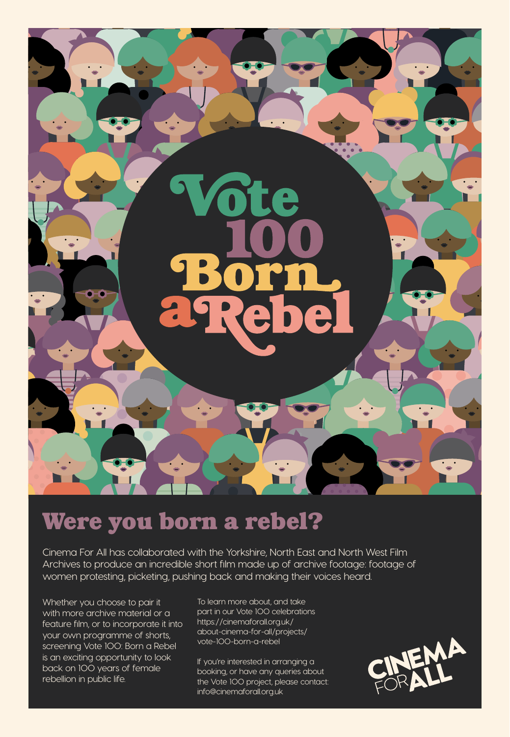# Vote 100 Born a Rebel

## Were you born a rebel?

Cinema For All has collaborated with the Yorkshire, North East and North West Film Archives to produce an incredible short film made up of archive footage: footage of women protesting, picketing, pushing back and making their voices heard.

Whether you choose to pair it with more archive material or a feature film, or to incorporate it into your own programme of shorts, screening Vote 100: Born a Rebel is an exciting opportunity to look back on 100 years of female rebellion in public life.

To learn more about, and take part in our Vote 100 celebrations https://cinemaforall.org.uk/about-cinema-for-all/projects/vote-100-born-a-rebel

If you're interested in arranging a booking, or have any queries about the Vote 100 project, please contact: info@cinemaforall.org.uk

CINEMA FOR ALL